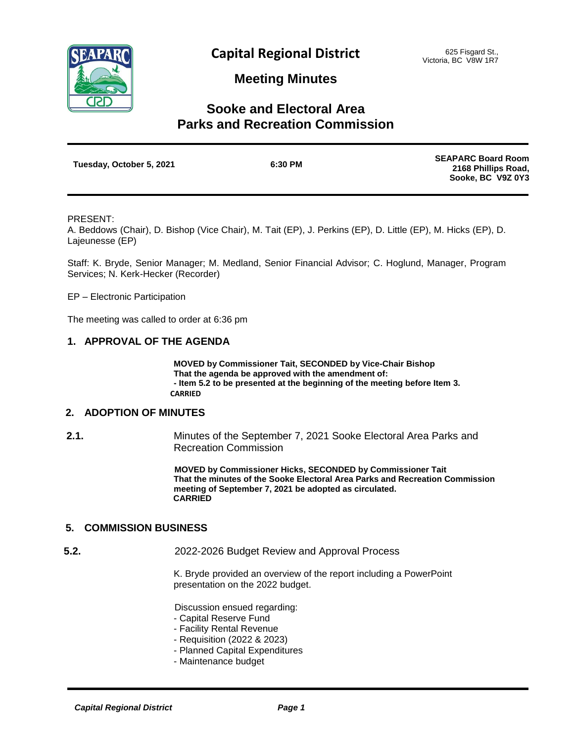# Capital Regional District

625 Fisgard St.,
Victoria, BC V8W 1R7

## Meeting Minutes

## Sooke and Electoral Area Parks and Recreation Commission

**Tuesday, October 5, 2021** | **6:30 PM** | **SEAPARC Board Room, 2168 Phillips Road, Sooke, BC V9Z 0Y3**

PRESENT:
A. Beddows (Chair), D. Bishop (Vice Chair), M. Tait (EP), J. Perkins (EP), D. Little (EP), M. Hicks (EP), D. Lajeunesse (EP)

Staff: K. Bryde, Senior Manager; M. Medland, Senior Financial Advisor; C. Hoglund, Manager, Program Services; N. Kerk-Hecker (Recorder)

EP – Electronic Participation

The meeting was called to order at 6:36 pm

### 1. APPROVAL OF THE AGENDA

**MOVED by Commissioner Tait, SECONDED by Vice-Chair Bishop**
**That the agenda be approved with the amendment of:**
**- Item 5.2 to be presented at the beginning of the meeting before Item 3.**
**CARRIED**

### 2. ADOPTION OF MINUTES

**2.1.** Minutes of the September 7, 2021 Sooke Electoral Area Parks and Recreation Commission

**MOVED by Commissioner Hicks, SECONDED by Commissioner Tait**
**That the minutes of the Sooke Electoral Area Parks and Recreation Commission meeting of September 7, 2021 be adopted as circulated.**
**CARRIED**

### 5. COMMISSION BUSINESS

**5.2.** 2022-2026 Budget Review and Approval Process

K. Bryde provided an overview of the report including a PowerPoint presentation on the 2022 budget.

Discussion ensued regarding:
- Capital Reserve Fund
- Facility Rental Revenue
- Requisition (2022 & 2023)
- Planned Capital Expenditures
- Maintenance budget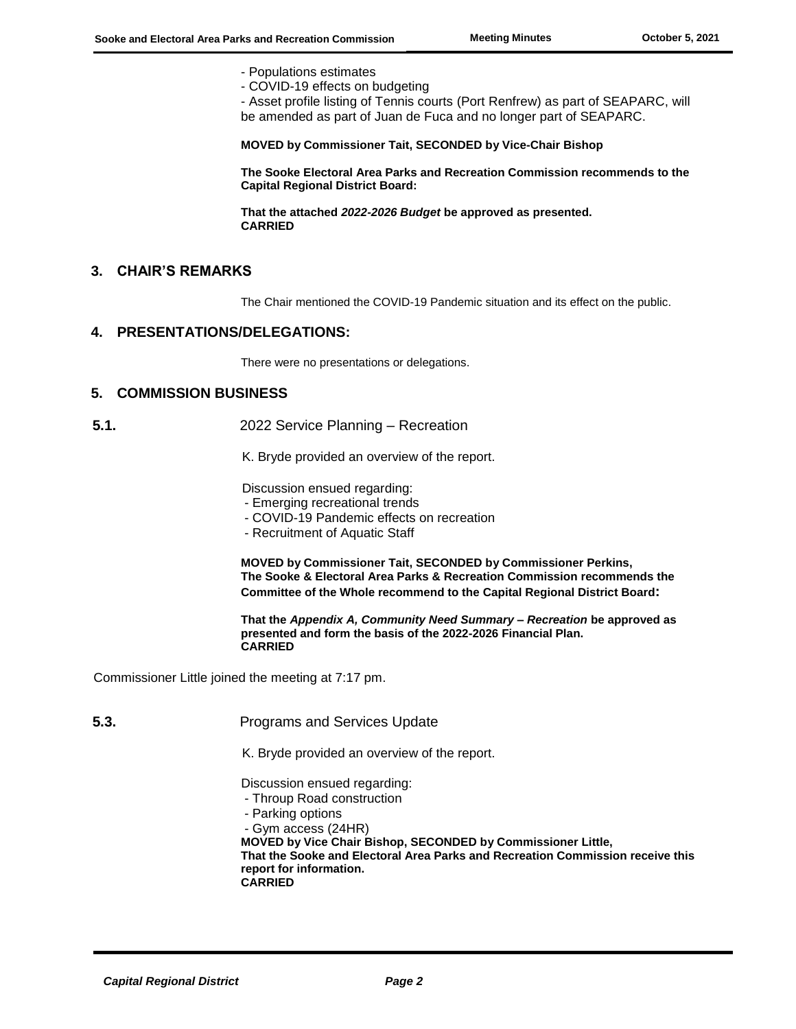- Populations estimates
- COVID-19 effects on budgeting
- Asset profile listing of Tennis courts (Port Renfrew) as part of SEAPARC, will be amended as part of Juan de Fuca and no longer part of SEAPARC.

**MOVED by Commissioner Tait, SECONDED by Vice-Chair Bishop**

**The Sooke Electoral Area Parks and Recreation Commission recommends to the Capital Regional District Board:**

**That the attached *2022-2026 Budget* be approved as presented.**
**CARRIED**

## 3. CHAIR'S REMARKS

The Chair mentioned the COVID-19 Pandemic situation and its effect on the public.

## 4. PRESENTATIONS/DELEGATIONS:

There were no presentations or delegations.

## 5. COMMISSION BUSINESS

**5.1.** 2022 Service Planning – Recreation

K. Bryde provided an overview of the report.

Discussion ensued regarding:
- Emerging recreational trends
- COVID-19 Pandemic effects on recreation
- Recruitment of Aquatic Staff

**MOVED by Commissioner Tait, SECONDED by Commissioner Perkins,**
**The Sooke & Electoral Area Parks & Recreation Commission recommends the Committee of the Whole recommend to the Capital Regional District Board:**

**That the *Appendix A, Community Need Summary – Recreation* be approved as presented and form the basis of the 2022-2026 Financial Plan.**
**CARRIED**

Commissioner Little joined the meeting at 7:17 pm.

**5.3.** Programs and Services Update

K. Bryde provided an overview of the report.

Discussion ensued regarding:
- Throup Road construction
- Parking options
- Gym access (24HR)

**MOVED by Vice Chair Bishop, SECONDED by Commissioner Little,**
**That the Sooke and Electoral Area Parks and Recreation Commission receive this report for information.**
**CARRIED**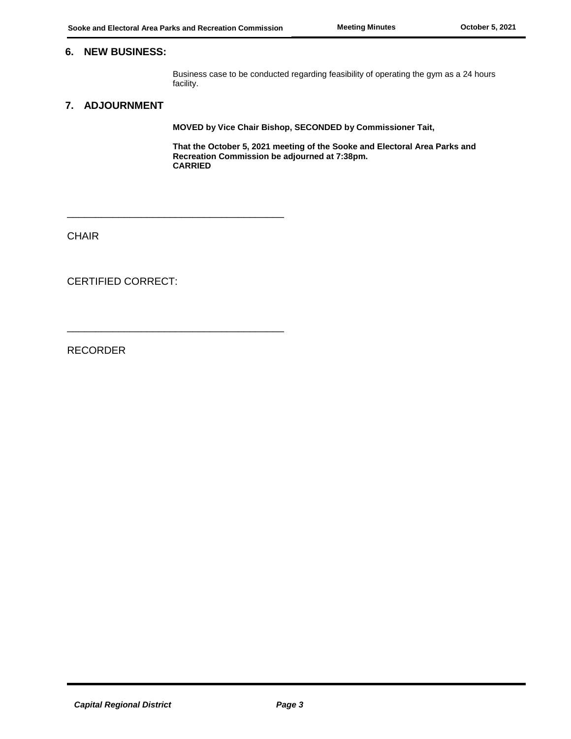## 6. NEW BUSINESS:

Business case to be conducted regarding feasibility of operating the gym as a 24 hours facility.

## 7. ADJOURNMENT

**MOVED by Vice Chair Bishop, SECONDED by Commissioner Tait,**

**That the October 5, 2021 meeting of the Sooke and Electoral Area Parks and Recreation Commission be adjourned at 7:38pm.**
**CARRIED**

\_\_\_\_\_\_\_\_\_\_\_\_\_\_\_\_\_\_\_\_\_\_\_\_\_\_\_\_\_\_\_\_\_\_\_\_\_\_\_\_

CHAIR

CERTIFIED CORRECT:

\_\_\_\_\_\_\_\_\_\_\_\_\_\_\_\_\_\_\_\_\_\_\_\_\_\_\_\_\_\_\_\_\_\_\_\_\_\_\_\_

RECORDER